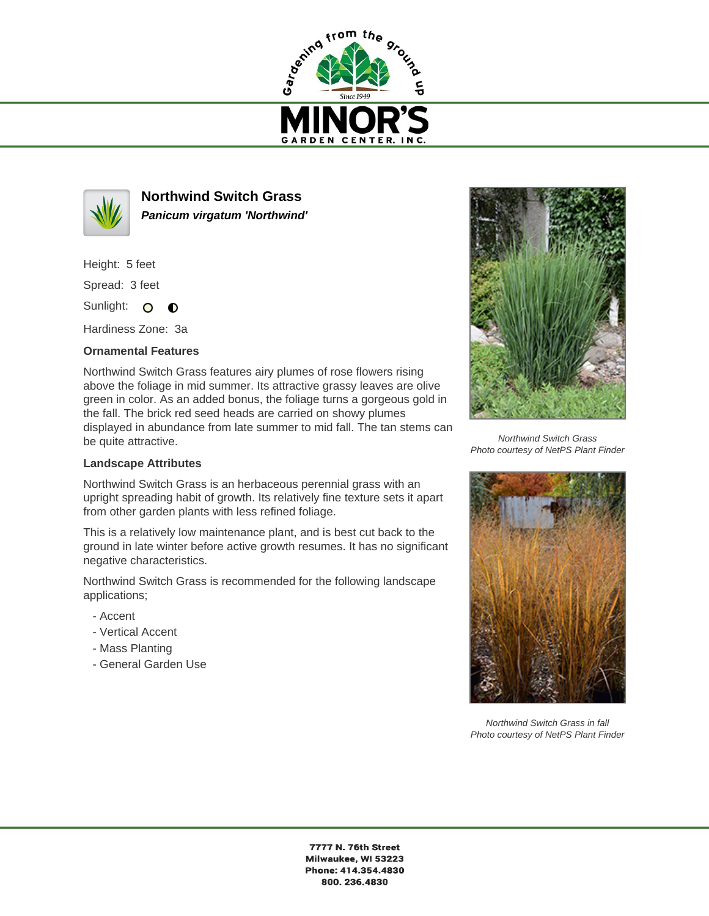Gardening from the ground up

Since 1949

# MINOR'S GARDEN CENTER, INC.

## Northwind Switch Grass

***Panicum virgatum 'Northwind'***

Height: 5 feet

Spread: 3 feet

Sunlight:

Hardiness Zone: 3a

### Ornamental Features

Northwind Switch Grass features airy plumes of rose flowers rising above the foliage in mid summer. Its attractive grassy leaves are olive green in color. As an added bonus, the foliage turns a gorgeous gold in the fall. The brick red seed heads are carried on showy plumes displayed in abundance from late summer to mid fall. The tan stems can be quite attractive.

### Landscape Attributes

Northwind Switch Grass is an herbaceous perennial grass with an upright spreading habit of growth. Its relatively fine texture sets it apart from other garden plants with less refined foliage.

This is a relatively low maintenance plant, and is best cut back to the ground in late winter before active growth resumes. It has no significant negative characteristics.

Northwind Switch Grass is recommended for the following landscape applications;

- Accent
- Vertical Accent
- Mass Planting
- General Garden Use

*Northwind Switch Grass*
*Photo courtesy of NetPS Plant Finder*

*Northwind Switch Grass in fall*
*Photo courtesy of NetPS Plant Finder*

**7777 N. 76th Street**
**Milwaukee, WI 53223**
**Phone: 414.354.4830**
**800. 236.4830**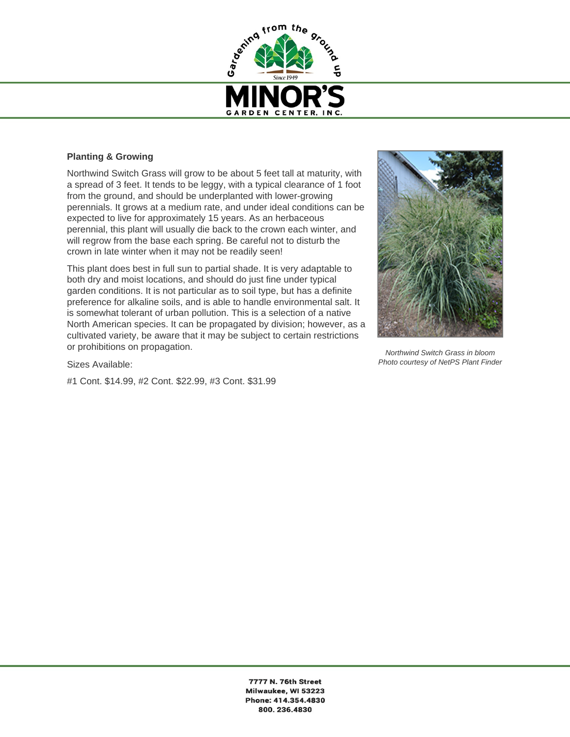## Planting & Growing

Northwind Switch Grass will grow to be about 5 feet tall at maturity, with a spread of 3 feet. It tends to be leggy, with a typical clearance of 1 foot from the ground, and should be underplanted with lower-growing perennials. It grows at a medium rate, and under ideal conditions can be expected to live for approximately 15 years. As an herbaceous perennial, this plant will usually die back to the crown each winter, and will regrow from the base each spring. Be careful not to disturb the crown in late winter when it may not be readily seen!

This plant does best in full sun to partial shade. It is very adaptable to both dry and moist locations, and should do just fine under typical garden conditions. It is not particular as to soil type, but has a definite preference for alkaline soils, and is able to handle environmental salt. It is somewhat tolerant of urban pollution. This is a selection of a native North American species. It can be propagated by division; however, as a cultivated variety, be aware that it may be subject to certain restrictions or prohibitions on propagation.

*Northwind Switch Grass in bloom*
*Photo courtesy of NetPS Plant Finder*

Sizes Available:

#1 Cont. $14.99, #2 Cont. $22.99, #3 Cont. $31.99

**7777 N. 76th Street**
**Milwaukee, WI 53223**
**Phone: 414.354.4830**
**800. 236.4830**